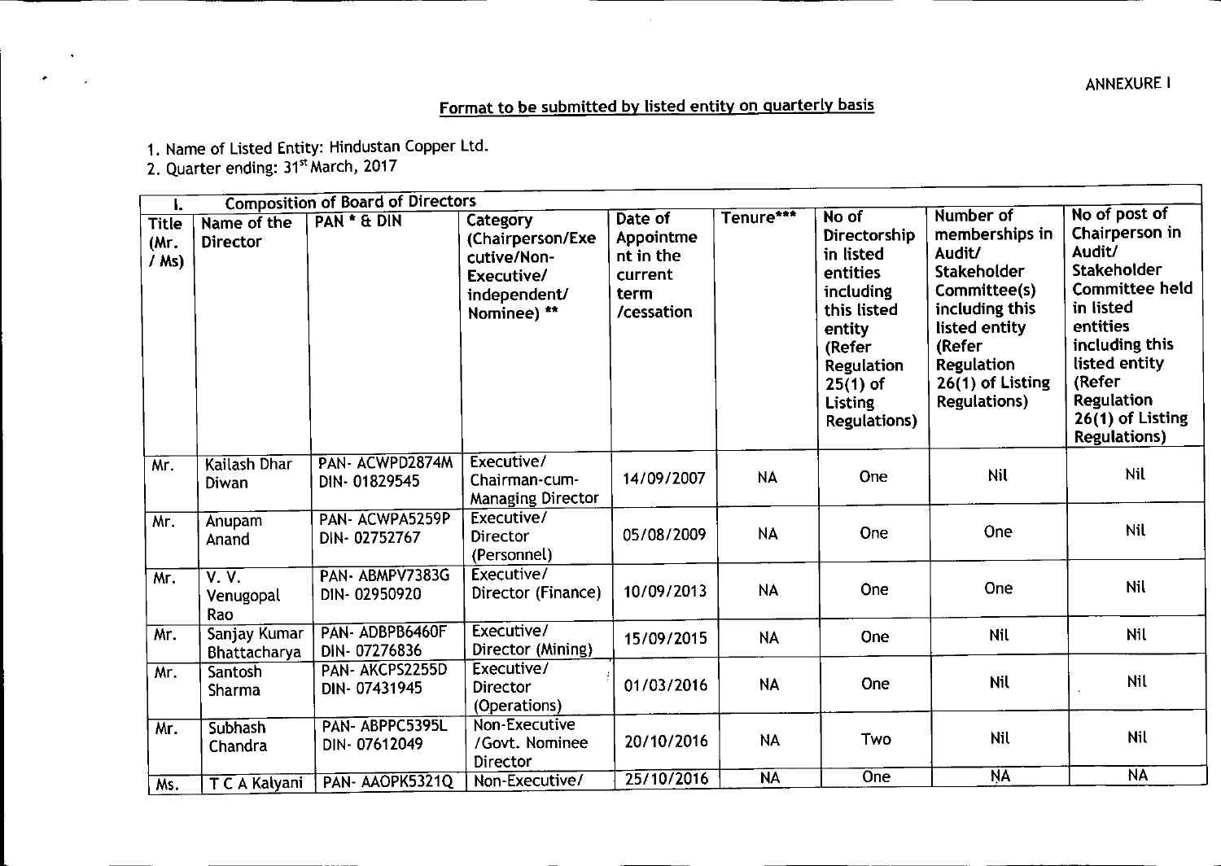ANNEXURE I

## Format to be submitted by listed entity on quarterly basis

1. Name of Listed Entity: Hindustan Copper Ltd.
2. Quarter ending: 31st March, 2017

| I. | Composition of Board of Directors | | | | | | | |
|---|---|---|---|---|---|---|---|---|
| Title (Mr. / Ms) | Name of the Director | PAN * & DIN | Category (Chairperson/Executive/Non-Executive/ independent/ Nominee) ** | Date of Appointment in the current term /cessation | Tenure*** | No of Directorship in listed entities including this listed entity (Refer Regulation 25(1) of Listing Regulations) | Number of memberships in Audit/ Stakeholder Committee(s) including this listed entity (Refer Regulation 26(1) of Listing Regulations) | No of post of Chairperson in Audit/ Stakeholder Committee held in listed entities including this listed entity (Refer Regulation 26(1) of Listing Regulations) |
| Mr. | Kailash Dhar Diwan | PAN- ACWPD2874M DIN- 01829545 | Executive/ Chairman-cum-Managing Director | 14/09/2007 | NA | One | Nil | Nil |
| Mr. | Anupam Anand | PAN- ACWPA5259P DIN- 02752767 | Executive/ Director (Personnel) | 05/08/2009 | NA | One | One | Nil |
| Mr. | V. V. Venugopal Rao | PAN- ABMPV7383G DIN- 02950920 | Executive/ Director (Finance) | 10/09/2013 | NA | One | One | Nil |
| Mr. | Sanjay Kumar Bhattacharya | PAN- ADBPB6460F DIN- 07276836 | Executive/ Director (Mining) | 15/09/2015 | NA | One | Nil | Nil |
| Mr. | Santosh Sharma | PAN- AKCPS2255D DIN- 07431945 | Executive/ Director (Operations) | 01/03/2016 | NA | One | Nil | Nil |
| Mr. | Subhash Chandra | PAN- ABPPC5395L DIN- 07612049 | Non-Executive /Govt. Nominee Director | 20/10/2016 | NA | Two | Nil | Nil |
| Ms. | T C A Kalyani | PAN- AAOPK5321Q | Non-Executive/ | 25/10/2016 | NA | One | NA | NA |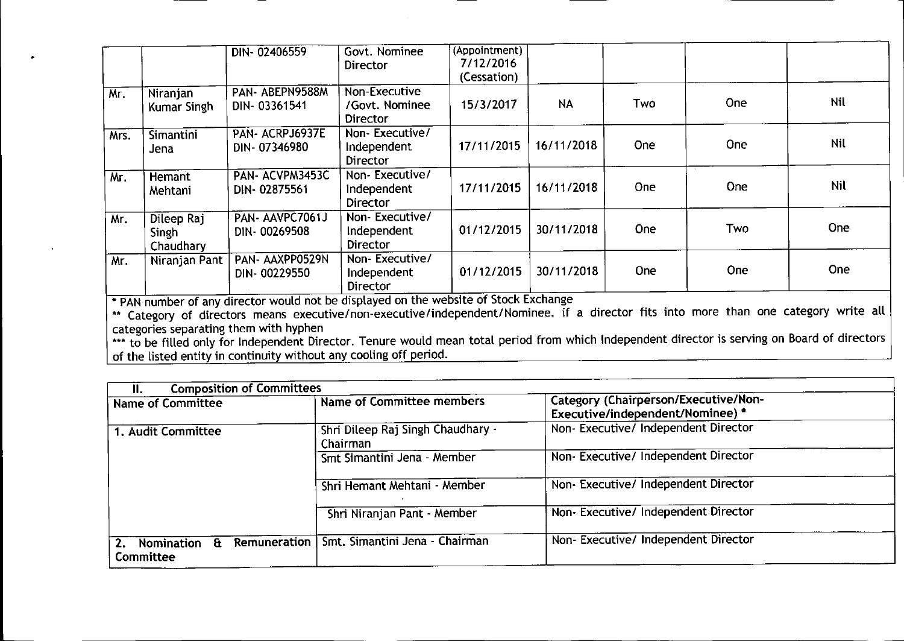| | | | | | | | | |
|---|---|---|---|---|---|---|---|---|
| | | DIN- 02406559 | Govt. Nominee Director | (Appointment) 7/12/2016 (Cessation) | | | | |
| Mr. | Niranjan Kumar Singh | PAN- ABEPN9588M DIN- 03361541 | Non-Executive /Govt. Nominee Director | 15/3/2017 | NA | Two | One | Nil |
| Mrs. | Simantini Jena | PAN- ACRPJ6937E DIN- 07346980 | Non- Executive/ Independent Director | 17/11/2015 | 16/11/2018 | One | One | Nil |
| Mr. | Hemant Mehtani | PAN- ACVPM3453C DIN- 02875561 | Non- Executive/ Independent Director | 17/11/2015 | 16/11/2018 | One | One | Nil |
| Mr. | Dileep Raj Singh Chaudhary | PAN- AAVPC7061J DIN- 00269508 | Non- Executive/ Independent Director | 01/12/2015 | 30/11/2018 | One | Two | One |
| Mr. | Niranjan Pant | PAN- AAXPP0529N DIN- 00229550 | Non- Executive/ Independent Director | 01/12/2015 | 30/11/2018 | One | One | One |

* PAN number of any director would not be displayed on the website of Stock Exchange

** Category of directors means executive/non-executive/independent/Nominee. if a director fits into more than one category write all categories separating them with hyphen

*** to be filled only for Independent Director. Tenure would mean total period from which Independent director is serving on Board of directors of the listed entity in continuity without any cooling off period.

| II. Composition of Committees | | |
|---|---|---|
| **Name of Committee** | **Name of Committee members** | **Category (Chairperson/Executive/Non-Executive/independent/Nominee) *** |
| **1. Audit Committee** | Shri Dileep Raj Singh Chaudhary - Chairman | Non- Executive/ Independent Director |
| | Smt Simantini Jena - Member | Non- Executive/ Independent Director |
| | Shri Hemant Mehtani - Member | Non- Executive/ Independent Director |
| | Shri Niranjan Pant - Member | Non- Executive/ Independent Director |
| **2. Nomination & Remuneration Committee** | Smt. Simantini Jena - Chairman | Non- Executive/ Independent Director |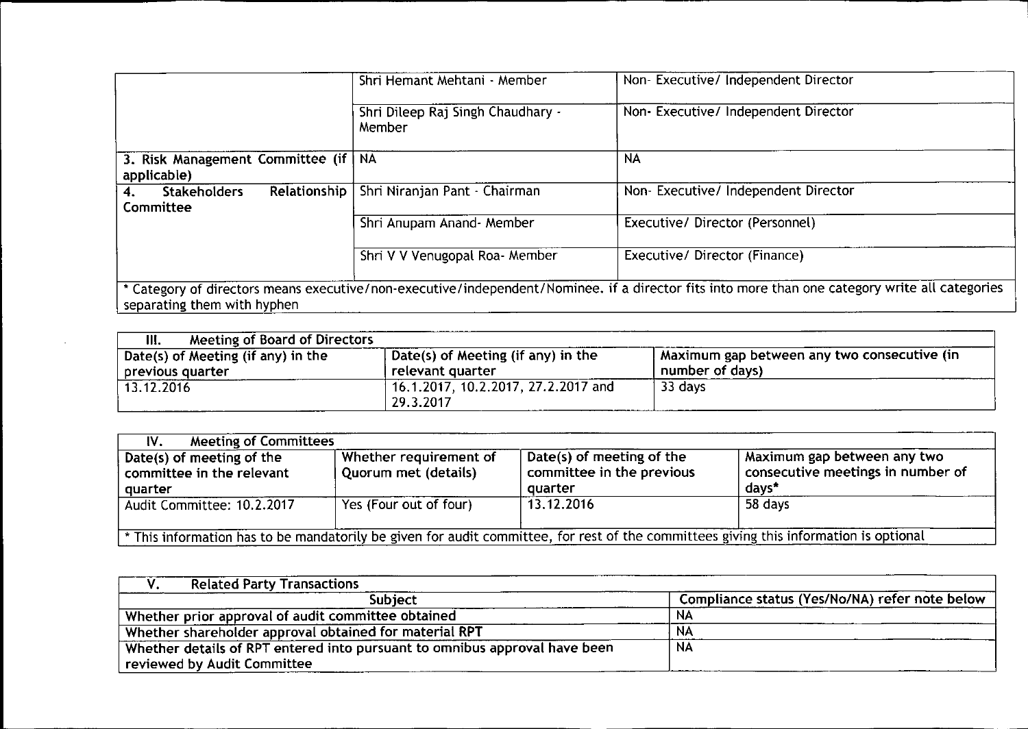| | | |
|---|---|---|
| | Shri Hemant Mehtani - Member | Non- Executive/ Independent Director |
| | Shri Dileep Raj Singh Chaudhary - Member | Non- Executive/ Independent Director |
| 3. Risk Management Committee (if applicable) | NA | NA |
| 4. Stakeholders Relationship Committee | Shri Niranjan Pant - Chairman | Non- Executive/ Independent Director |
| | Shri Anupam Anand- Member | Executive/ Director (Personnel) |
| | Shri V V Venugopal Roa- Member | Executive/ Director (Finance) |

* Category of directors means executive/non-executive/independent/Nominee. if a director fits into more than one category write all categories separating them with hyphen

| III. Meeting of Board of Directors | | |
|---|---|---|
| Date(s) of Meeting (if any) in the previous quarter | Date(s) of Meeting (if any) in the relevant quarter | Maximum gap between any two consecutive (in number of days) |
| 13.12.2016 | 16.1.2017, 10.2.2017, 27.2.2017 and 29.3.2017 | 33 days |

| IV. Meeting of Committees | | | |
|---|---|---|---|
| Date(s) of meeting of the committee in the relevant quarter | Whether requirement of Quorum met (details) | Date(s) of meeting of the committee in the previous quarter | Maximum gap between any two consecutive meetings in number of days* |
| Audit Committee: 10.2.2017 | Yes (Four out of four) | 13.12.2016 | 58 days |

* This information has to be mandatorily be given for audit committee, for rest of the committees giving this information is optional

| V. Related Party Transactions | |
|---|---|
| Subject | Compliance status (Yes/No/NA) refer note below |
| Whether prior approval of audit committee obtained | NA |
| Whether shareholder approval obtained for material RPT | NA |
| Whether details of RPT entered into pursuant to omnibus approval have been reviewed by Audit Committee | NA |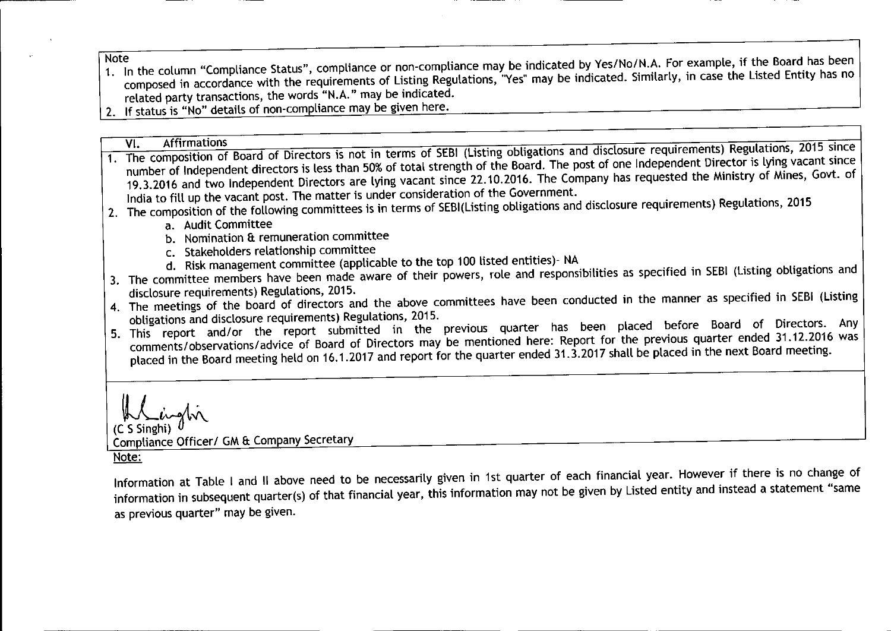Note

1. In the column "Compliance Status", compliance or non-compliance may be indicated by Yes/No/N.A. For example, if the Board has been composed in accordance with the requirements of Listing Regulations, "Yes" may be indicated. Similarly, in case the Listed Entity has no related party transactions, the words "N.A." may be indicated.
2. If status is "No" details of non-compliance may be given here.

## VI. Affirmations

1. The composition of Board of Directors is not in terms of SEBI (Listing obligations and disclosure requirements) Regulations, 2015 since number of Independent directors is less than 50% of total strength of the Board. The post of one Independent Director is lying vacant since 19.3.2016 and two Independent Directors are lying vacant since 22.10.2016. The Company has requested the Ministry of Mines, Govt. of India to fill up the vacant post. The matter is under consideration of the Government.
2. The composition of the following committees is in terms of SEBI(Listing obligations and disclosure requirements) Regulations, 2015
   a. Audit Committee
   b. Nomination & remuneration committee
   c. Stakeholders relationship committee
   d. Risk management committee (applicable to the top 100 listed entities)- NA
3. The committee members have been made aware of their powers, role and responsibilities as specified in SEBI (Listing obligations and disclosure requirements) Regulations, 2015.
4. The meetings of the board of directors and the above committees have been conducted in the manner as specified in SEBI (Listing obligations and disclosure requirements) Regulations, 2015.
5. This report and/or the report submitted in the previous quarter has been placed before Board of Directors. Any comments/observations/advice of Board of Directors may be mentioned here: Report for the previous quarter ended 31.12.2016 was placed in the Board meeting held on 16.1.2017 and report for the quarter ended 31.3.2017 shall be placed in the next Board meeting.

(C S Singhi)
Compliance Officer/ GM & Company Secretary

Note:

Information at Table I and II above need to be necessarily given in 1st quarter of each financial year. However if there is no change of information in subsequent quarter(s) of that financial year, this information may not be given by Listed entity and instead a statement "same as previous quarter" may be given.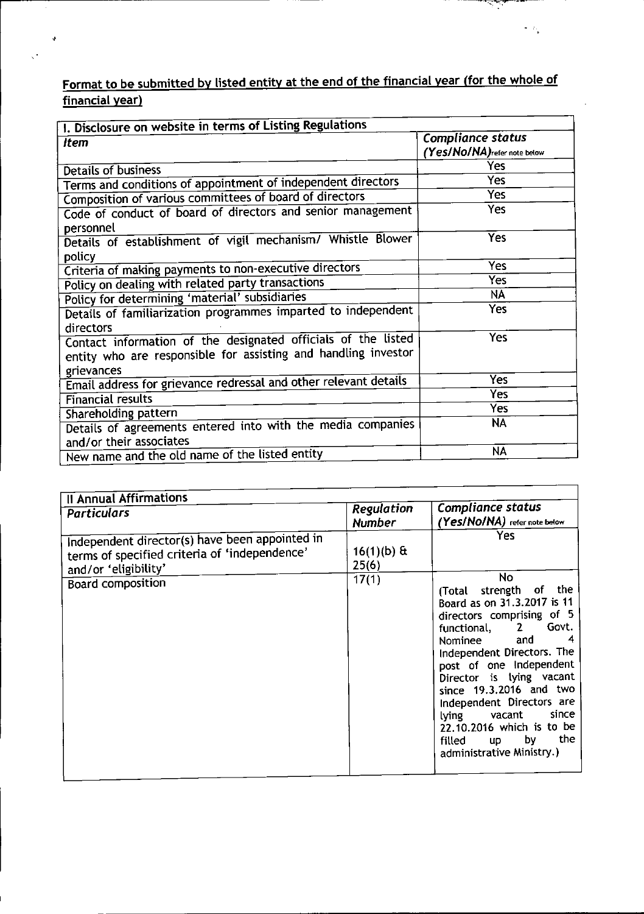**Format to be submitted by listed entity at the end of the financial year (for the whole of financial year)**

| I. Disclosure on website in terms of Listing Regulations | |
|---|---|
| *Item* | *Compliance status (Yes/No/NA)* refer note below |
| Details of business | Yes |
| Terms and conditions of appointment of independent directors | Yes |
| Composition of various committees of board of directors | Yes |
| Code of conduct of board of directors and senior management personnel | Yes |
| Details of establishment of vigil mechanism/ Whistle Blower policy | Yes |
| Criteria of making payments to non-executive directors | Yes |
| Policy on dealing with related party transactions | Yes |
| Policy for determining 'material' subsidiaries | NA |
| Details of familiarization programmes imparted to independent directors | Yes |
| Contact information of the designated officials of the listed entity who are responsible for assisting and handling investor grievances | Yes |
| Email address for grievance redressal and other relevant details | Yes |
| Financial results | Yes |
| Shareholding pattern | Yes |
| Details of agreements entered into with the media companies and/or their associates | NA |
| New name and the old name of the listed entity | NA |

| II Annual Affirmations | | |
|---|---|---|
| *Particulars* | *Regulation Number* | *Compliance status (Yes/No/NA)* refer note below |
| Independent director(s) have been appointed in terms of specified criteria of 'independence' and/or 'eligibility' | 16(1)(b) & 25(6) | Yes |
| Board composition | 17(1) | No (Total strength of the Board as on 31.3.2017 is 11 directors comprising of 5 functional, 2 Govt. Nominee and 4 Independent Directors. The post of one Independent Director is lying vacant since 19.3.2016 and two Independent Directors are lying vacant since 22.10.2016 which is to be filled up by the administrative Ministry.) |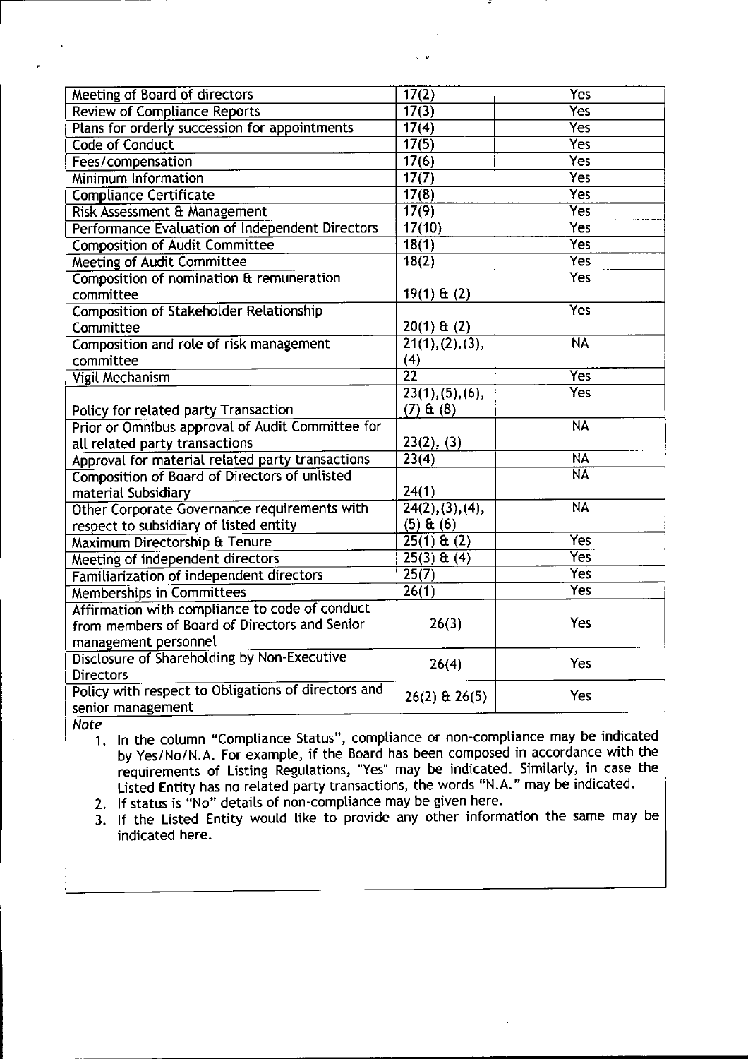| Meeting of Board of directors | 17(2) | Yes |
|---|---|---|
| Review of Compliance Reports | 17(3) | Yes |
| Plans for orderly succession for appointments | 17(4) | Yes |
| Code of Conduct | 17(5) | Yes |
| Fees/compensation | 17(6) | Yes |
| Minimum Information | 17(7) | Yes |
| Compliance Certificate | 17(8) | Yes |
| Risk Assessment & Management | 17(9) | Yes |
| Performance Evaluation of Independent Directors | 17(10) | Yes |
| Composition of Audit Committee | 18(1) | Yes |
| Meeting of Audit Committee | 18(2) | Yes |
| Composition of nomination & remuneration committee | 19(1) & (2) | Yes |
| Composition of Stakeholder Relationship Committee | 20(1) & (2) | Yes |
| Composition and role of risk management committee | 21(1),(2),(3),(4) | NA |
| Vigil Mechanism | 22 | Yes |
| Policy for related party Transaction | 23(1),(5),(6),(7) & (8) | Yes |
| Prior or Omnibus approval of Audit Committee for all related party transactions | 23(2), (3) | NA |
| Approval for material related party transactions | 23(4) | NA |
| Composition of Board of Directors of unlisted material Subsidiary | 24(1) | NA |
| Other Corporate Governance requirements with respect to subsidiary of listed entity | 24(2),(3),(4),(5) & (6) | NA |
| Maximum Directorship & Tenure | 25(1) & (2) | Yes |
| Meeting of independent directors | 25(3) & (4) | Yes |
| Familiarization of independent directors | 25(7) | Yes |
| Memberships in Committees | 26(1) | Yes |
| Affirmation with compliance to code of conduct from members of Board of Directors and Senior management personnel | 26(3) | Yes |
| Disclosure of Shareholding by Non-Executive Directors | 26(4) | Yes |
| Policy with respect to Obligations of directors and senior management | 26(2) & 26(5) | Yes |

*Note*

1. In the column "Compliance Status", compliance or non-compliance may be indicated by Yes/No/N.A. For example, if the Board has been composed in accordance with the requirements of Listing Regulations, "Yes" may be indicated. Similarly, in case the Listed Entity has no related party transactions, the words "N.A." may be indicated.
2. If status is "No" details of non-compliance may be given here.
3. If the Listed Entity would like to provide any other information the same may be indicated here.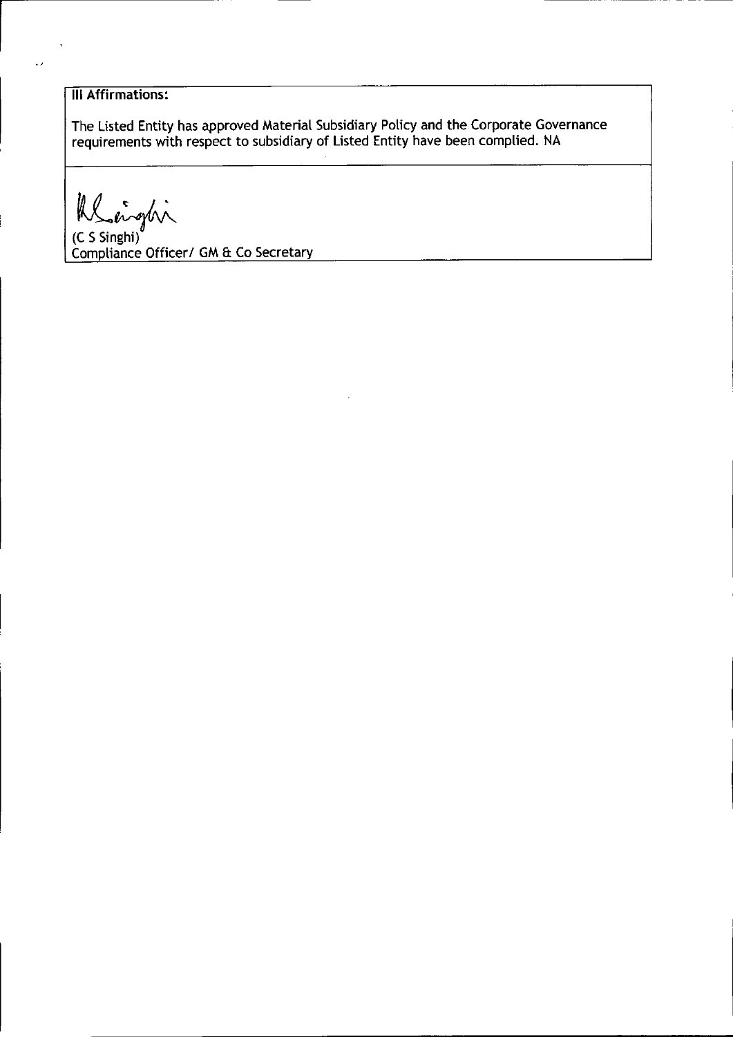**III Affirmations:**

The Listed Entity has approved Material Subsidiary Policy and the Corporate Governance requirements with respect to subsidiary of Listed Entity have been complied. NA

(C S Singhi)
Compliance Officer/ GM & Co Secretary